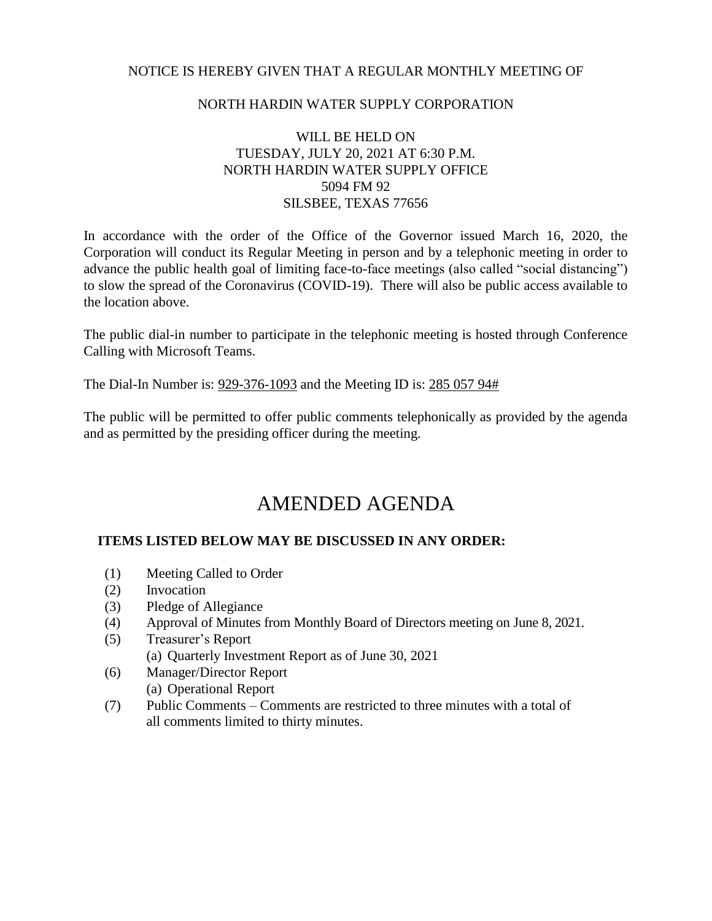NOTICE IS HEREBY GIVEN THAT A REGULAR MONTHLY MEETING OF

NORTH HARDIN WATER SUPPLY CORPORATION

WILL BE HELD ON
TUESDAY, JULY 20, 2021 AT 6:30 P.M.
NORTH HARDIN WATER SUPPLY OFFICE
5094 FM 92
SILSBEE, TEXAS 77656

In accordance with the order of the Office of the Governor issued March 16, 2020, the Corporation will conduct its Regular Meeting in person and by a telephonic meeting in order to advance the public health goal of limiting face-to-face meetings (also called "social distancing") to slow the spread of the Coronavirus (COVID-19). There will also be public access available to the location above.

The public dial-in number to participate in the telephonic meeting is hosted through Conference Calling with Microsoft Teams.

The Dial-In Number is: 929-376-1093 and the Meeting ID is: 285 057 94#

The public will be permitted to offer public comments telephonically as provided by the agenda and as permitted by the presiding officer during the meeting.

# AMENDED AGENDA

**ITEMS LISTED BELOW MAY BE DISCUSSED IN ANY ORDER:**

(1) Meeting Called to Order
(2) Invocation
(3) Pledge of Allegiance
(4) Approval of Minutes from Monthly Board of Directors meeting on June 8, 2021.
(5) Treasurer's Report
  (a) Quarterly Investment Report as of June 30, 2021
(6) Manager/Director Report
  (a) Operational Report
(7) Public Comments – Comments are restricted to three minutes with a total of all comments limited to thirty minutes.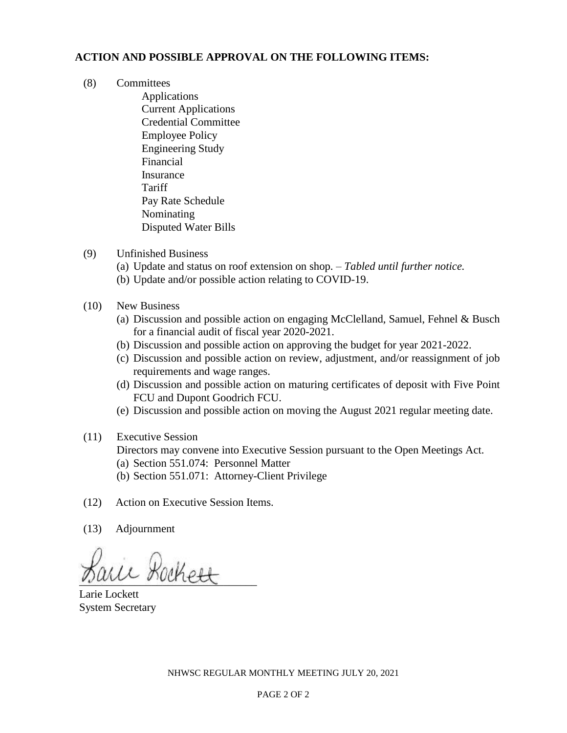**ACTION AND POSSIBLE APPROVAL ON THE FOLLOWING ITEMS:**

(8) Committees
- Applications
- Current Applications
- Credential Committee
- Employee Policy
- Engineering Study
- Financial
- Insurance
- Tariff
- Pay Rate Schedule
- Nominating
- Disputed Water Bills

(9) Unfinished Business
- (a) Update and status on roof extension on shop. – *Tabled until further notice.*
- (b) Update and/or possible action relating to COVID-19.

(10) New Business
- (a) Discussion and possible action on engaging McClelland, Samuel, Fehnel & Busch for a financial audit of fiscal year 2020-2021.
- (b) Discussion and possible action on approving the budget for year 2021-2022.
- (c) Discussion and possible action on review, adjustment, and/or reassignment of job requirements and wage ranges.
- (d) Discussion and possible action on maturing certificates of deposit with Five Point FCU and Dupont Goodrich FCU.
- (e) Discussion and possible action on moving the August 2021 regular meeting date.

(11) Executive Session

Directors may convene into Executive Session pursuant to the Open Meetings Act.
- (a) Section 551.074: Personnel Matter
- (b) Section 551.071: Attorney-Client Privilege

(12) Action on Executive Session Items.

(13) Adjournment

Larie Lockett

Larie Lockett
System Secretary

NHWSC REGULAR MONTHLY MEETING JULY 20, 2021